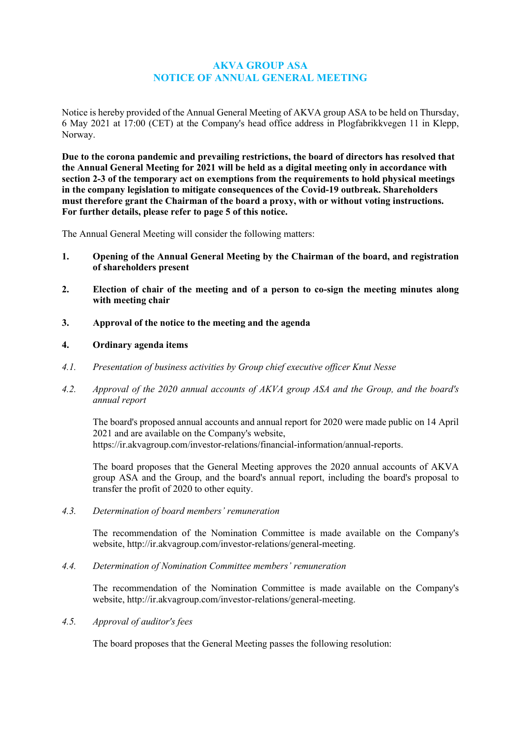# AKVA GROUP ASA
# NOTICE OF ANNUAL GENERAL MEETING

Notice is hereby provided of the Annual General Meeting of AKVA group ASA to be held on Thursday, 6 May 2021 at 17:00 (CET) at the Company's head office address in Plogfabrikkvegen 11 in Klepp, Norway.

**Due to the corona pandemic and prevailing restrictions, the board of directors has resolved that the Annual General Meeting for 2021 will be held as a digital meeting only in accordance with section 2-3 of the temporary act on exemptions from the requirements to hold physical meetings in the company legislation to mitigate consequences of the Covid-19 outbreak. Shareholders must therefore grant the Chairman of the board a proxy, with or without voting instructions. For further details, please refer to page 5 of this notice.**

The Annual General Meeting will consider the following matters:

**1. Opening of the Annual General Meeting by the Chairman of the board, and registration of shareholders present**

**2. Election of chair of the meeting and of a person to co-sign the meeting minutes along with meeting chair**

**3. Approval of the notice to the meeting and the agenda**

**4. Ordinary agenda items**

*4.1. Presentation of business activities by Group chief executive officer Knut Nesse*

*4.2. Approval of the 2020 annual accounts of AKVA group ASA and the Group, and the board's annual report*

The board's proposed annual accounts and annual report for 2020 were made public on 14 April 2021 and are available on the Company's website, https://ir.akvagroup.com/investor-relations/financial-information/annual-reports.

The board proposes that the General Meeting approves the 2020 annual accounts of AKVA group ASA and the Group, and the board's annual report, including the board's proposal to transfer the profit of 2020 to other equity.

*4.3. Determination of board members' remuneration*

The recommendation of the Nomination Committee is made available on the Company's website, http://ir.akvagroup.com/investor-relations/general-meeting.

*4.4. Determination of Nomination Committee members' remuneration*

The recommendation of the Nomination Committee is made available on the Company's website, http://ir.akvagroup.com/investor-relations/general-meeting.

*4.5. Approval of auditor's fees*

The board proposes that the General Meeting passes the following resolution: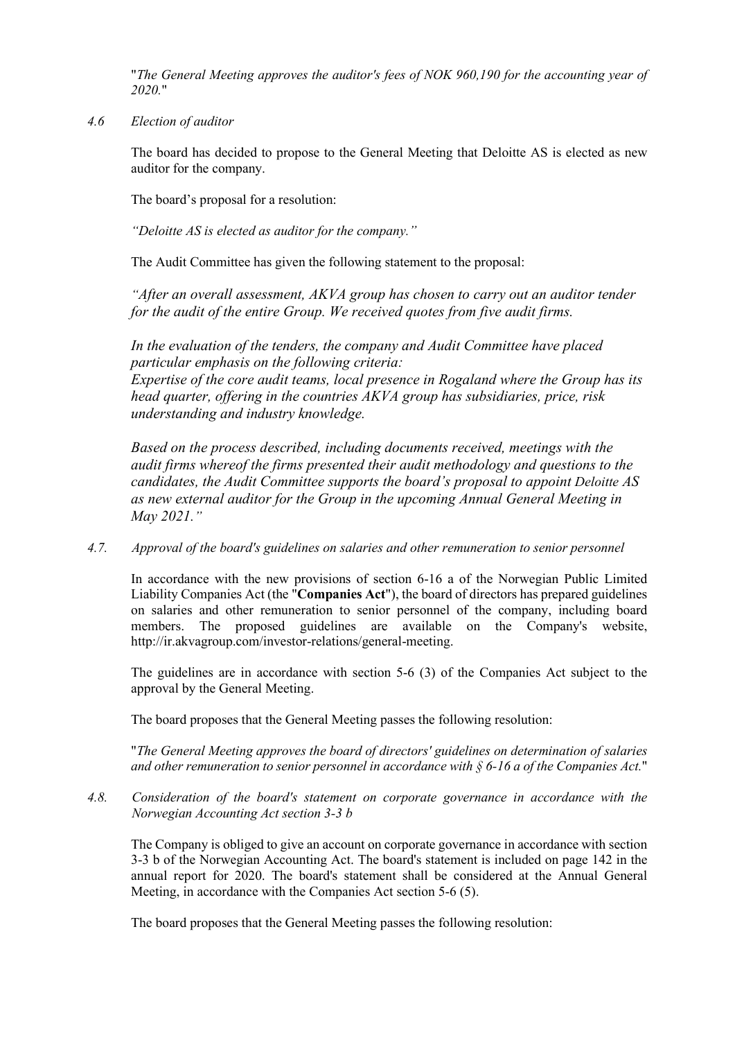"*The General Meeting approves the auditor's fees of NOK 960,190 for the accounting year of 2020.*"

*4.6 Election of auditor*

The board has decided to propose to the General Meeting that Deloitte AS is elected as new auditor for the company.

The board's proposal for a resolution:

*"Deloitte AS is elected as auditor for the company."*

The Audit Committee has given the following statement to the proposal:

*"After an overall assessment, AKVA group has chosen to carry out an auditor tender for the audit of the entire Group. We received quotes from five audit firms.*

*In the evaluation of the tenders, the company and Audit Committee have placed particular emphasis on the following criteria:*
*Expertise of the core audit teams, local presence in Rogaland where the Group has its head quarter, offering in the countries AKVA group has subsidiaries, price, risk understanding and industry knowledge.*

*Based on the process described, including documents received, meetings with the audit firms whereof the firms presented their audit methodology and questions to the candidates, the Audit Committee supports the board's proposal to appoint Deloitte AS as new external auditor for the Group in the upcoming Annual General Meeting in May 2021."*

*4.7. Approval of the board's guidelines on salaries and other remuneration to senior personnel*

In accordance with the new provisions of section 6-16 a of the Norwegian Public Limited Liability Companies Act (the "**Companies Act**"), the board of directors has prepared guidelines on salaries and other remuneration to senior personnel of the company, including board members. The proposed guidelines are available on the Company's website, http://ir.akvagroup.com/investor-relations/general-meeting.

The guidelines are in accordance with section 5-6 (3) of the Companies Act subject to the approval by the General Meeting.

The board proposes that the General Meeting passes the following resolution:

"*The General Meeting approves the board of directors' guidelines on determination of salaries and other remuneration to senior personnel in accordance with § 6-16 a of the Companies Act.*"

*4.8. Consideration of the board's statement on corporate governance in accordance with the Norwegian Accounting Act section 3-3 b*

The Company is obliged to give an account on corporate governance in accordance with section 3-3 b of the Norwegian Accounting Act. The board's statement is included on page 142 in the annual report for 2020. The board's statement shall be considered at the Annual General Meeting, in accordance with the Companies Act section 5-6 (5).

The board proposes that the General Meeting passes the following resolution: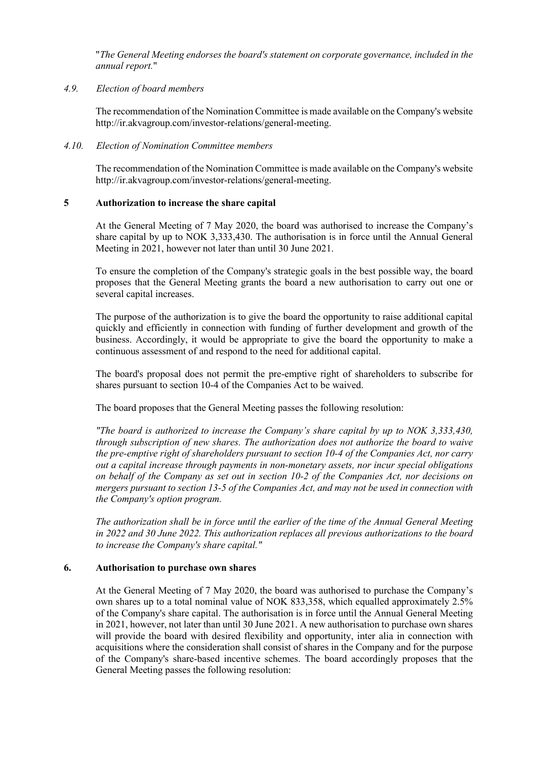"*The General Meeting endorses the board's statement on corporate governance, included in the annual report.*"

*4.9. Election of board members*

The recommendation of the Nomination Committee is made available on the Company's website http://ir.akvagroup.com/investor-relations/general-meeting.

*4.10. Election of Nomination Committee members*

The recommendation of the Nomination Committee is made available on the Company's website http://ir.akvagroup.com/investor-relations/general-meeting.

## 5 Authorization to increase the share capital

At the General Meeting of 7 May 2020, the board was authorised to increase the Company's share capital by up to NOK 3,333,430. The authorisation is in force until the Annual General Meeting in 2021, however not later than until 30 June 2021.

To ensure the completion of the Company's strategic goals in the best possible way, the board proposes that the General Meeting grants the board a new authorisation to carry out one or several capital increases.

The purpose of the authorization is to give the board the opportunity to raise additional capital quickly and efficiently in connection with funding of further development and growth of the business. Accordingly, it would be appropriate to give the board the opportunity to make a continuous assessment of and respond to the need for additional capital.

The board's proposal does not permit the pre-emptive right of shareholders to subscribe for shares pursuant to section 10-4 of the Companies Act to be waived.

The board proposes that the General Meeting passes the following resolution:

*"The board is authorized to increase the Company's share capital by up to NOK 3,333,430, through subscription of new shares. The authorization does not authorize the board to waive the pre-emptive right of shareholders pursuant to section 10-4 of the Companies Act, nor carry out a capital increase through payments in non-monetary assets, nor incur special obligations on behalf of the Company as set out in section 10-2 of the Companies Act, nor decisions on mergers pursuant to section 13-5 of the Companies Act, and may not be used in connection with the Company's option program.*

*The authorization shall be in force until the earlier of the time of the Annual General Meeting in 2022 and 30 June 2022. This authorization replaces all previous authorizations to the board to increase the Company's share capital."*

## 6. Authorisation to purchase own shares

At the General Meeting of 7 May 2020, the board was authorised to purchase the Company's own shares up to a total nominal value of NOK 833,358, which equalled approximately 2.5% of the Company's share capital. The authorisation is in force until the Annual General Meeting in 2021, however, not later than until 30 June 2021. A new authorisation to purchase own shares will provide the board with desired flexibility and opportunity, inter alia in connection with acquisitions where the consideration shall consist of shares in the Company and for the purpose of the Company's share-based incentive schemes. The board accordingly proposes that the General Meeting passes the following resolution: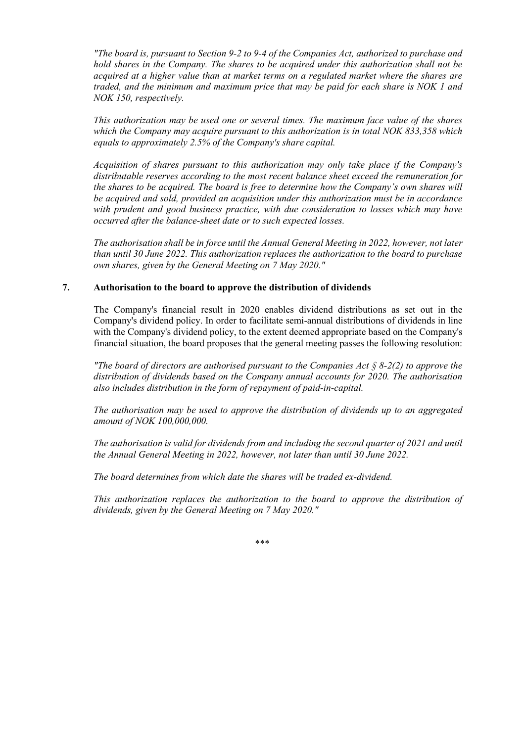*"The board is, pursuant to Section 9-2 to 9-4 of the Companies Act, authorized to purchase and hold shares in the Company. The shares to be acquired under this authorization shall not be acquired at a higher value than at market terms on a regulated market where the shares are traded, and the minimum and maximum price that may be paid for each share is NOK 1 and NOK 150, respectively.*

*This authorization may be used one or several times. The maximum face value of the shares which the Company may acquire pursuant to this authorization is in total NOK 833,358 which equals to approximately 2.5% of the Company's share capital.*

*Acquisition of shares pursuant to this authorization may only take place if the Company's distributable reserves according to the most recent balance sheet exceed the remuneration for the shares to be acquired. The board is free to determine how the Company's own shares will be acquired and sold, provided an acquisition under this authorization must be in accordance with prudent and good business practice, with due consideration to losses which may have occurred after the balance-sheet date or to such expected losses.*

*The authorisation shall be in force until the Annual General Meeting in 2022, however, not later than until 30 June 2022. This authorization replaces the authorization to the board to purchase own shares, given by the General Meeting on 7 May 2020."*

## 7. Authorisation to the board to approve the distribution of dividends

The Company's financial result in 2020 enables dividend distributions as set out in the Company's dividend policy. In order to facilitate semi-annual distributions of dividends in line with the Company's dividend policy, to the extent deemed appropriate based on the Company's financial situation, the board proposes that the general meeting passes the following resolution:

*"The board of directors are authorised pursuant to the Companies Act § 8-2(2) to approve the distribution of dividends based on the Company annual accounts for 2020. The authorisation also includes distribution in the form of repayment of paid-in-capital.*

*The authorisation may be used to approve the distribution of dividends up to an aggregated amount of NOK 100,000,000.*

*The authorisation is valid for dividends from and including the second quarter of 2021 and until the Annual General Meeting in 2022, however, not later than until 30 June 2022.*

*The board determines from which date the shares will be traded ex-dividend.*

*This authorization replaces the authorization to the board to approve the distribution of dividends, given by the General Meeting on 7 May 2020."*

\*\*\*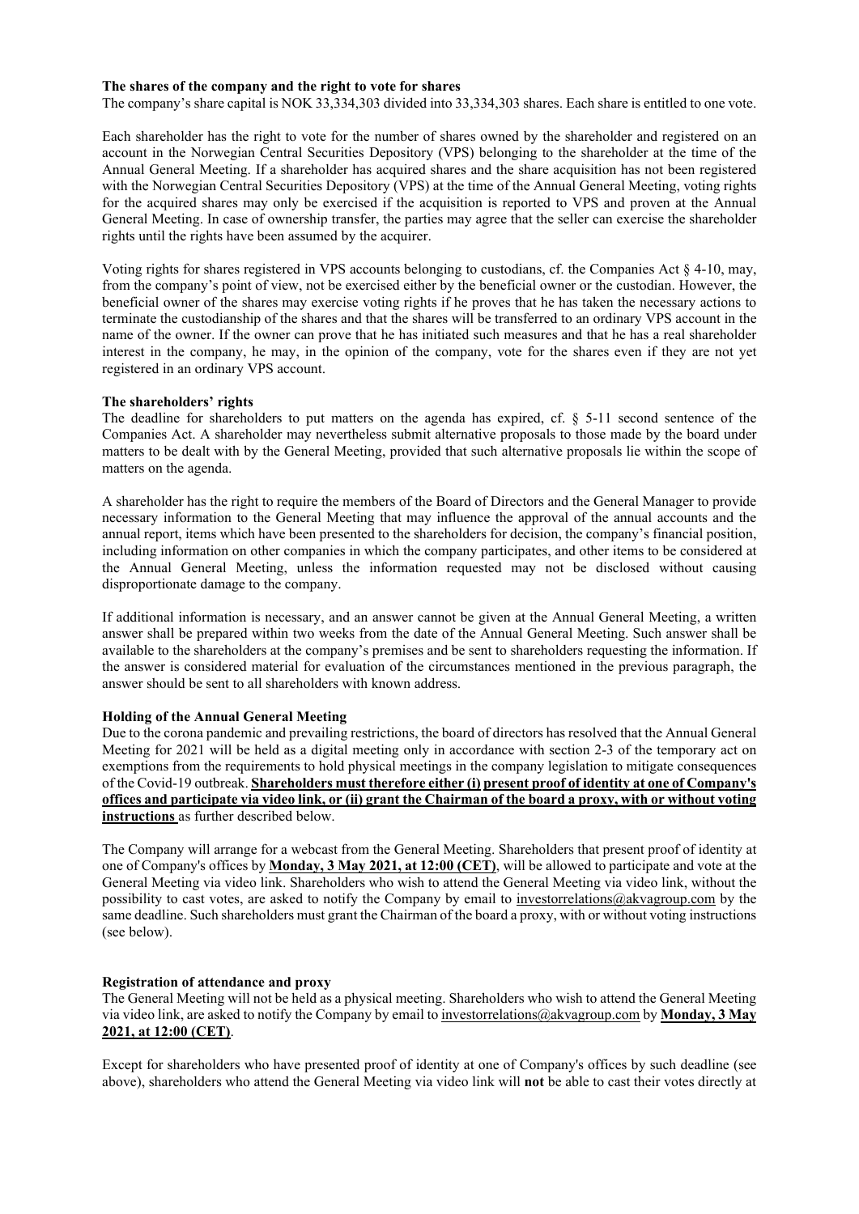**The shares of the company and the right to vote for shares**

The company's share capital is NOK 33,334,303 divided into 33,334,303 shares. Each share is entitled to one vote.

Each shareholder has the right to vote for the number of shares owned by the shareholder and registered on an account in the Norwegian Central Securities Depository (VPS) belonging to the shareholder at the time of the Annual General Meeting. If a shareholder has acquired shares and the share acquisition has not been registered with the Norwegian Central Securities Depository (VPS) at the time of the Annual General Meeting, voting rights for the acquired shares may only be exercised if the acquisition is reported to VPS and proven at the Annual General Meeting. In case of ownership transfer, the parties may agree that the seller can exercise the shareholder rights until the rights have been assumed by the acquirer.

Voting rights for shares registered in VPS accounts belonging to custodians, cf. the Companies Act § 4-10, may, from the company's point of view, not be exercised either by the beneficial owner or the custodian. However, the beneficial owner of the shares may exercise voting rights if he proves that he has taken the necessary actions to terminate the custodianship of the shares and that the shares will be transferred to an ordinary VPS account in the name of the owner. If the owner can prove that he has initiated such measures and that he has a real shareholder interest in the company, he may, in the opinion of the company, vote for the shares even if they are not yet registered in an ordinary VPS account.

**The shareholders' rights**

The deadline for shareholders to put matters on the agenda has expired, cf. § 5-11 second sentence of the Companies Act. A shareholder may nevertheless submit alternative proposals to those made by the board under matters to be dealt with by the General Meeting, provided that such alternative proposals lie within the scope of matters on the agenda.

A shareholder has the right to require the members of the Board of Directors and the General Manager to provide necessary information to the General Meeting that may influence the approval of the annual accounts and the annual report, items which have been presented to the shareholders for decision, the company's financial position, including information on other companies in which the company participates, and other items to be considered at the Annual General Meeting, unless the information requested may not be disclosed without causing disproportionate damage to the company.

If additional information is necessary, and an answer cannot be given at the Annual General Meeting, a written answer shall be prepared within two weeks from the date of the Annual General Meeting. Such answer shall be available to the shareholders at the company's premises and be sent to shareholders requesting the information. If the answer is considered material for evaluation of the circumstances mentioned in the previous paragraph, the answer should be sent to all shareholders with known address.

**Holding of the Annual General Meeting**

Due to the corona pandemic and prevailing restrictions, the board of directors has resolved that the Annual General Meeting for 2021 will be held as a digital meeting only in accordance with section 2-3 of the temporary act on exemptions from the requirements to hold physical meetings in the company legislation to mitigate consequences of the Covid-19 outbreak. **Shareholders must therefore either (i) present proof of identity at one of Company's offices and participate via video link, or (ii) grant the Chairman of the board a proxy, with or without voting instructions** as further described below.

The Company will arrange for a webcast from the General Meeting. Shareholders that present proof of identity at one of Company's offices by **Monday, 3 May 2021, at 12:00 (CET)**, will be allowed to participate and vote at the General Meeting via video link. Shareholders who wish to attend the General Meeting via video link, without the possibility to cast votes, are asked to notify the Company by email to investorrelations@akvagroup.com by the same deadline. Such shareholders must grant the Chairman of the board a proxy, with or without voting instructions (see below).

**Registration of attendance and proxy**

The General Meeting will not be held as a physical meeting. Shareholders who wish to attend the General Meeting via video link, are asked to notify the Company by email to investorrelations@akvagroup.com by **Monday, 3 May 2021, at 12:00 (CET)**.

Except for shareholders who have presented proof of identity at one of Company's offices by such deadline (see above), shareholders who attend the General Meeting via video link will **not** be able to cast their votes directly at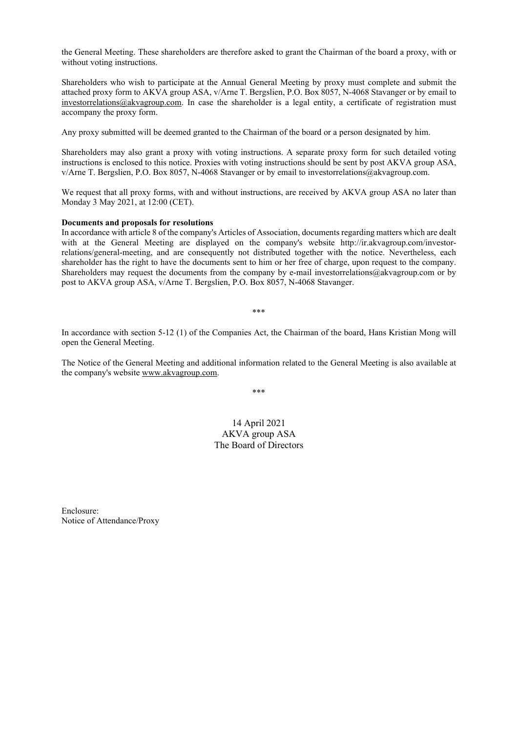the General Meeting. These shareholders are therefore asked to grant the Chairman of the board a proxy, with or without voting instructions.

Shareholders who wish to participate at the Annual General Meeting by proxy must complete and submit the attached proxy form to AKVA group ASA, v/Arne T. Bergslien, P.O. Box 8057, N-4068 Stavanger or by email to investorrelations@akvagroup.com. In case the shareholder is a legal entity, a certificate of registration must accompany the proxy form.

Any proxy submitted will be deemed granted to the Chairman of the board or a person designated by him.

Shareholders may also grant a proxy with voting instructions. A separate proxy form for such detailed voting instructions is enclosed to this notice. Proxies with voting instructions should be sent by post AKVA group ASA, v/Arne T. Bergslien, P.O. Box 8057, N-4068 Stavanger or by email to investorrelations@akvagroup.com.

We request that all proxy forms, with and without instructions, are received by AKVA group ASA no later than Monday 3 May 2021, at 12:00 (CET).

**Documents and proposals for resolutions**

In accordance with article 8 of the company's Articles of Association, documents regarding matters which are dealt with at the General Meeting are displayed on the company's website http://ir.akvagroup.com/investor-relations/general-meeting, and are consequently not distributed together with the notice. Nevertheless, each shareholder has the right to have the documents sent to him or her free of charge, upon request to the company. Shareholders may request the documents from the company by e-mail investorrelations@akvagroup.com or by post to AKVA group ASA, v/Arne T. Bergslien, P.O. Box 8057, N-4068 Stavanger.

***

In accordance with section 5-12 (1) of the Companies Act, the Chairman of the board, Hans Kristian Mong will open the General Meeting.

The Notice of the General Meeting and additional information related to the General Meeting is also available at the company's website www.akvagroup.com.

***

14 April 2021
AKVA group ASA
The Board of Directors

Enclosure:
Notice of Attendance/Proxy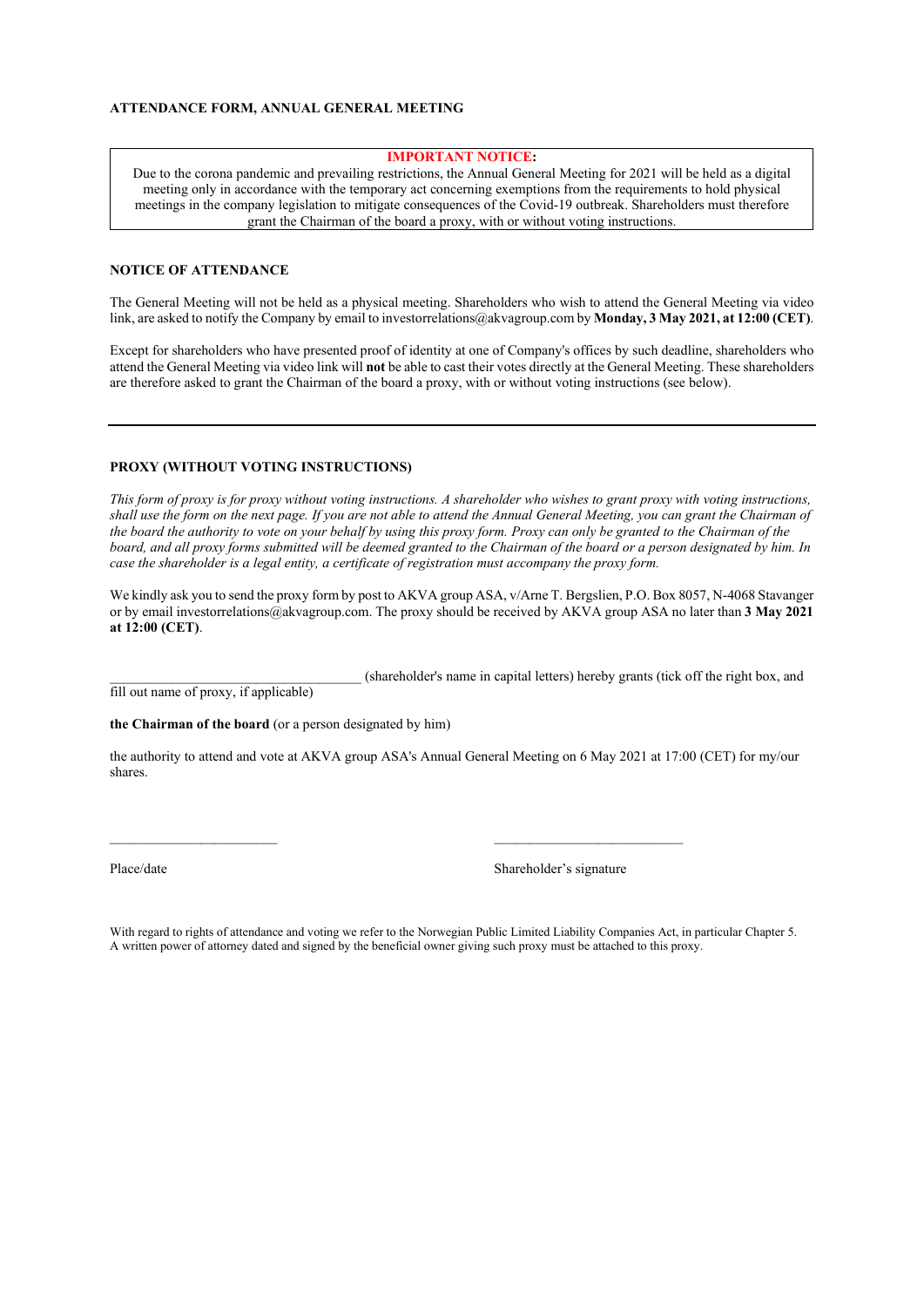**ATTENDANCE FORM, ANNUAL GENERAL MEETING**

> **IMPORTANT NOTICE:**
> Due to the corona pandemic and prevailing restrictions, the Annual General Meeting for 2021 will be held as a digital meeting only in accordance with the temporary act concerning exemptions from the requirements to hold physical meetings in the company legislation to mitigate consequences of the Covid-19 outbreak. Shareholders must therefore grant the Chairman of the board a proxy, with or without voting instructions.

**NOTICE OF ATTENDANCE**

The General Meeting will not be held as a physical meeting. Shareholders who wish to attend the General Meeting via video link, are asked to notify the Company by email to investorrelations@akvagroup.com by **Monday, 3 May 2021, at 12:00 (CET)**.

Except for shareholders who have presented proof of identity at one of Company's offices by such deadline, shareholders who attend the General Meeting via video link will **not** be able to cast their votes directly at the General Meeting. These shareholders are therefore asked to grant the Chairman of the board a proxy, with or without voting instructions (see below).

---

**PROXY (WITHOUT VOTING INSTRUCTIONS)**

*This form of proxy is for proxy without voting instructions. A shareholder who wishes to grant proxy with voting instructions, shall use the form on the next page. If you are not able to attend the Annual General Meeting, you can grant the Chairman of the board the authority to vote on your behalf by using this proxy form. Proxy can only be granted to the Chairman of the board, and all proxy forms submitted will be deemed granted to the Chairman of the board or a person designated by him. In case the shareholder is a legal entity, a certificate of registration must accompany the proxy form.*

We kindly ask you to send the proxy form by post to AKVA group ASA, v/Arne T. Bergslien, P.O. Box 8057, N-4068 Stavanger or by email investorrelations@akvagroup.com. The proxy should be received by AKVA group ASA no later than **3 May 2021 at 12:00 (CET)**.

\_\_\_\_\_\_\_\_\_\_\_\_\_\_\_\_\_\_\_\_\_\_\_\_\_\_\_\_\_\_\_\_\_\_\_\_ (shareholder's name in capital letters) hereby grants (tick off the right box, and fill out name of proxy, if applicable)

**the Chairman of the board** (or a person designated by him)

the authority to attend and vote at AKVA group ASA's Annual General Meeting on 6 May 2021 at 17:00 (CET) for my/our shares.

\_\_\_\_\_\_\_\_\_\_\_\_\_\_\_\_\_\_\_\_\_\_\_\_ \_\_\_\_\_\_\_\_\_\_\_\_\_\_\_\_\_\_\_\_\_\_\_\_\_\_\_

Place/date Shareholder's signature

With regard to rights of attendance and voting we refer to the Norwegian Public Limited Liability Companies Act, in particular Chapter 5. A written power of attorney dated and signed by the beneficial owner giving such proxy must be attached to this proxy.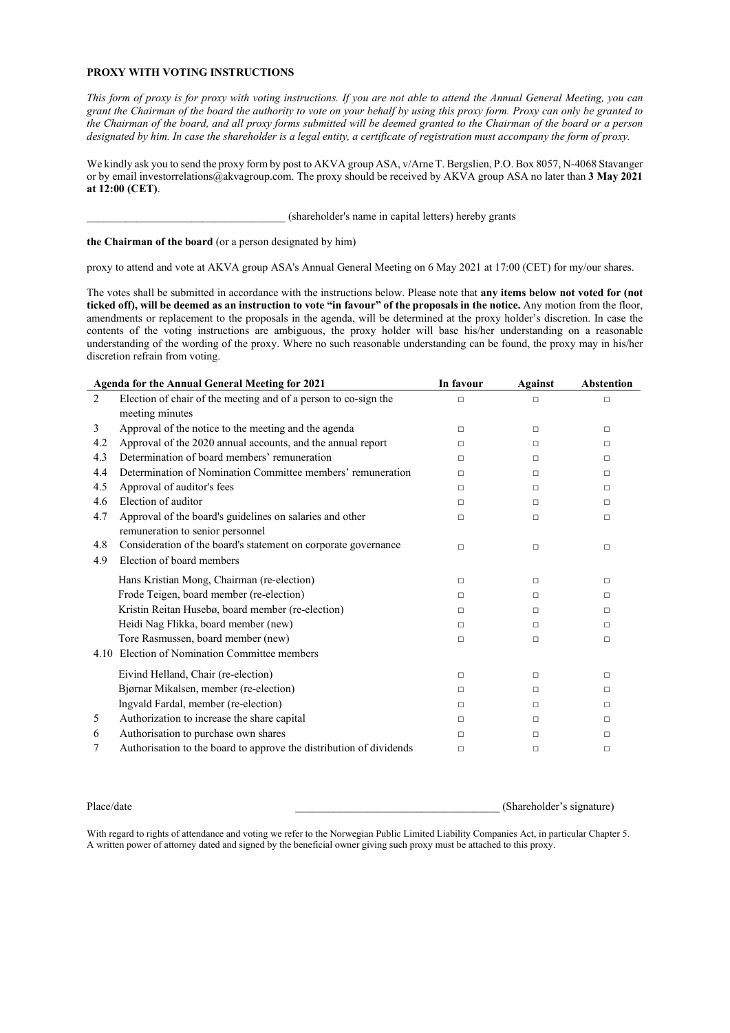**PROXY WITH VOTING INSTRUCTIONS**

*This form of proxy is for proxy with voting instructions. If you are not able to attend the Annual General Meeting, you can grant the Chairman of the board the authority to vote on your behalf by using this proxy form. Proxy can only be granted to the Chairman of the board, and all proxy forms submitted will be deemed granted to the Chairman of the board or a person designated by him. In case the shareholder is a legal entity, a certificate of registration must accompany the form of proxy.*

We kindly ask you to send the proxy form by post to AKVA group ASA, v/Arne T. Bergslien, P.O. Box 8057, N-4068 Stavanger or by email investorrelations@akvagroup.com. The proxy should be received by AKVA group ASA no later than **3 May 2021 at 12:00 (CET)**.

_________________________________ (shareholder's name in capital letters) hereby grants

**the Chairman of the board** (or a person designated by him)

proxy to attend and vote at AKVA group ASA's Annual General Meeting on 6 May 2021 at 17:00 (CET) for my/our shares.

The votes shall be submitted in accordance with the instructions below. Please note that **any items below not voted for (not ticked off), will be deemed as an instruction to vote "in favour" of the proposals in the notice.** Any motion from the floor, amendments or replacement to the proposals in the agenda, will be determined at the proxy holder's discretion. In case the contents of the voting instructions are ambiguous, the proxy holder will base his/her understanding on a reasonable understanding of the wording of the proxy. Where no such reasonable understanding can be found, the proxy may in his/her discretion refrain from voting.

| Agenda for the Annual General Meeting for 2021 | | In favour | Against | Abstention |
|---|---|---|---|---|
| 2 | Election of chair of the meeting and of a person to co-sign the meeting minutes | □ | □ | □ |
| 3 | Approval of the notice to the meeting and the agenda | □ | □ | □ |
| 4.2 | Approval of the 2020 annual accounts, and the annual report | □ | □ | □ |
| 4.3 | Determination of board members' remuneration | □ | □ | □ |
| 4.4 | Determination of Nomination Committee members' remuneration | □ | □ | □ |
| 4.5 | Approval of auditor's fees | □ | □ | □ |
| 4.6 | Election of auditor | □ | □ | □ |
| 4.7 | Approval of the board's guidelines on salaries and other remuneration to senior personnel | □ | □ | □ |
| 4.8 | Consideration of the board's statement on corporate governance | □ | □ | □ |
| 4.9 | Election of board members | | | |
| | Hans Kristian Mong, Chairman (re-election) | □ | □ | □ |
| | Frode Teigen, board member (re-election) | □ | □ | □ |
| | Kristin Reitan Husebø, board member (re-election) | □ | □ | □ |
| | Heidi Nag Flikka, board member (new) | □ | □ | □ |
| | Tore Rasmussen, board member (new) | □ | □ | □ |
| 4.10 | Election of Nomination Committee members | | | |
| | Eivind Helland, Chair (re-election) | □ | □ | □ |
| | Bjørnar Mikalsen, member (re-election) | □ | □ | □ |
| | Ingvald Fardal, member (re-election) | □ | □ | □ |
| 5 | Authorization to increase the share capital | □ | □ | □ |
| 6 | Authorisation to purchase own shares | □ | □ | □ |
| 7 | Authorisation to the board to approve the distribution of dividends | □ | □ | □ |

Place/date _________________________________ (Shareholder's signature)

With regard to rights of attendance and voting we refer to the Norwegian Public Limited Liability Companies Act, in particular Chapter 5. A written power of attorney dated and signed by the beneficial owner giving such proxy must be attached to this proxy.